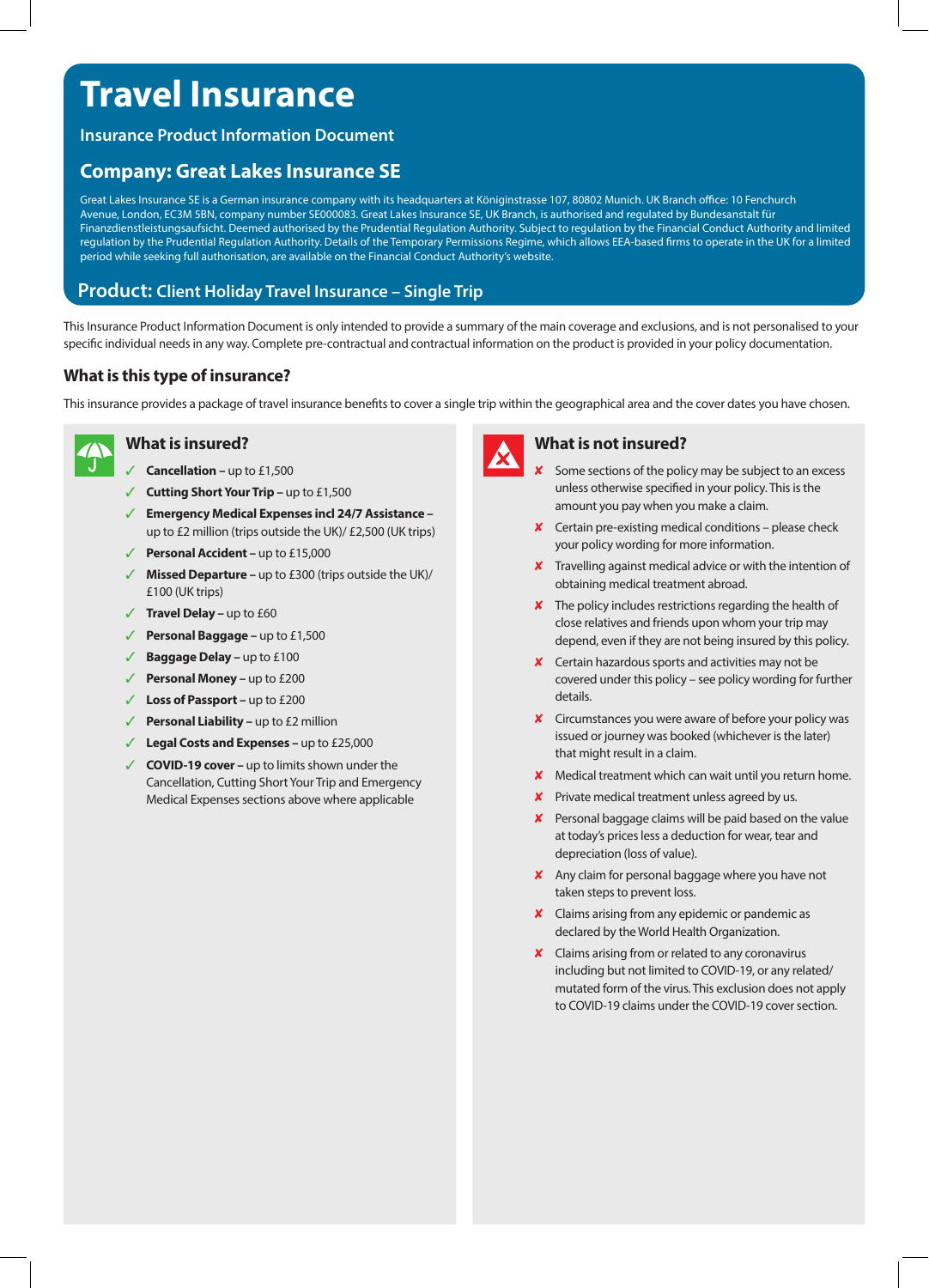# Travel Insurance

**Insurance Product Information Document**

## Company: Great Lakes Insurance SE

Great Lakes Insurance SE is a German insurance company with its headquarters at Königinstrasse 107, 80802 Munich. UK Branch office: 10 Fenchurch Avenue, London, EC3M 5BN, company number SE000083. Great Lakes Insurance SE, UK Branch, is authorised and regulated by Bundesanstalt für Finanzdienstleistungsaufsicht. Deemed authorised by the Prudential Regulation Authority. Subject to regulation by the Financial Conduct Authority and limited regulation by the Prudential Regulation Authority. Details of the Temporary Permissions Regime, which allows EEA-based firms to operate in the UK for a limited period while seeking full authorisation, are available on the Financial Conduct Authority's website.

## Product: Client Holiday Travel Insurance – Single Trip

This Insurance Product Information Document is only intended to provide a summary of the main coverage and exclusions, and is not personalised to your specific individual needs in any way. Complete pre-contractual and contractual information on the product is provided in your policy documentation.

### What is this type of insurance?

This insurance provides a package of travel insurance benefits to cover a single trip within the geographical area and the cover dates you have chosen.

### What is insured?

- ✓ **Cancellation** – up to £1,500
- ✓ **Cutting Short Your Trip** – up to £1,500
- ✓ **Emergency Medical Expenses incl 24/7 Assistance** – up to £2 million (trips outside the UK)/ £2,500 (UK trips)
- ✓ **Personal Accident** – up to £15,000
- ✓ **Missed Departure** – up to £300 (trips outside the UK)/ £100 (UK trips)
- ✓ **Travel Delay** – up to £60
- ✓ **Personal Baggage** – up to £1,500
- ✓ **Baggage Delay** – up to £100
- ✓ **Personal Money** – up to £200
- ✓ **Loss of Passport** – up to £200
- ✓ **Personal Liability** – up to £2 million
- ✓ **Legal Costs and Expenses** – up to £25,000
- ✓ **COVID-19 cover** – up to limits shown under the Cancellation, Cutting Short Your Trip and Emergency Medical Expenses sections above where applicable

### What is not insured?

- ✘ Some sections of the policy may be subject to an excess unless otherwise specified in your policy. This is the amount you pay when you make a claim.
- ✘ Certain pre-existing medical conditions – please check your policy wording for more information.
- ✘ Travelling against medical advice or with the intention of obtaining medical treatment abroad.
- ✘ The policy includes restrictions regarding the health of close relatives and friends upon whom your trip may depend, even if they are not being insured by this policy.
- ✘ Certain hazardous sports and activities may not be covered under this policy – see policy wording for further details.
- ✘ Circumstances you were aware of before your policy was issued or journey was booked (whichever is the later) that might result in a claim.
- ✘ Medical treatment which can wait until you return home.
- ✘ Private medical treatment unless agreed by us.
- ✘ Personal baggage claims will be paid based on the value at today's prices less a deduction for wear, tear and depreciation (loss of value).
- ✘ Any claim for personal baggage where you have not taken steps to prevent loss.
- ✘ Claims arising from any epidemic or pandemic as declared by the World Health Organization.
- ✘ Claims arising from or related to any coronavirus including but not limited to COVID-19, or any related/ mutated form of the virus. This exclusion does not apply to COVID-19 claims under the COVID-19 cover section.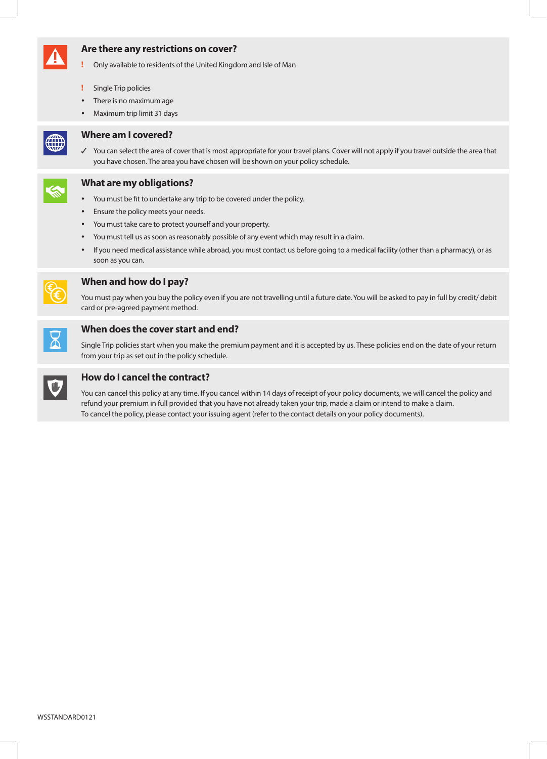## Are there any restrictions on cover?

! Only available to residents of the United Kingdom and Isle of Man

! Single Trip policies

- There is no maximum age
- Maximum trip limit 31 days

## Where am I covered?

✓ You can select the area of cover that is most appropriate for your travel plans. Cover will not apply if you travel outside the area that you have chosen. The area you have chosen will be shown on your policy schedule.

## What are my obligations?

- You must be fit to undertake any trip to be covered under the policy.
- Ensure the policy meets your needs.
- You must take care to protect yourself and your property.
- You must tell us as soon as reasonably possible of any event which may result in a claim.
- If you need medical assistance while abroad, you must contact us before going to a medical facility (other than a pharmacy), or as soon as you can.

## When and how do I pay?

You must pay when you buy the policy even if you are not travelling until a future date. You will be asked to pay in full by credit/ debit card or pre-agreed payment method.

## When does the cover start and end?

Single Trip policies start when you make the premium payment and it is accepted by us. These policies end on the date of your return from your trip as set out in the policy schedule.

## How do I cancel the contract?

You can cancel this policy at any time. If you cancel within 14 days of receipt of your policy documents, we will cancel the policy and refund your premium in full provided that you have not already taken your trip, made a claim or intend to make a claim.
To cancel the policy, please contact your issuing agent (refer to the contact details on your policy documents).

WSSTANDARD0121